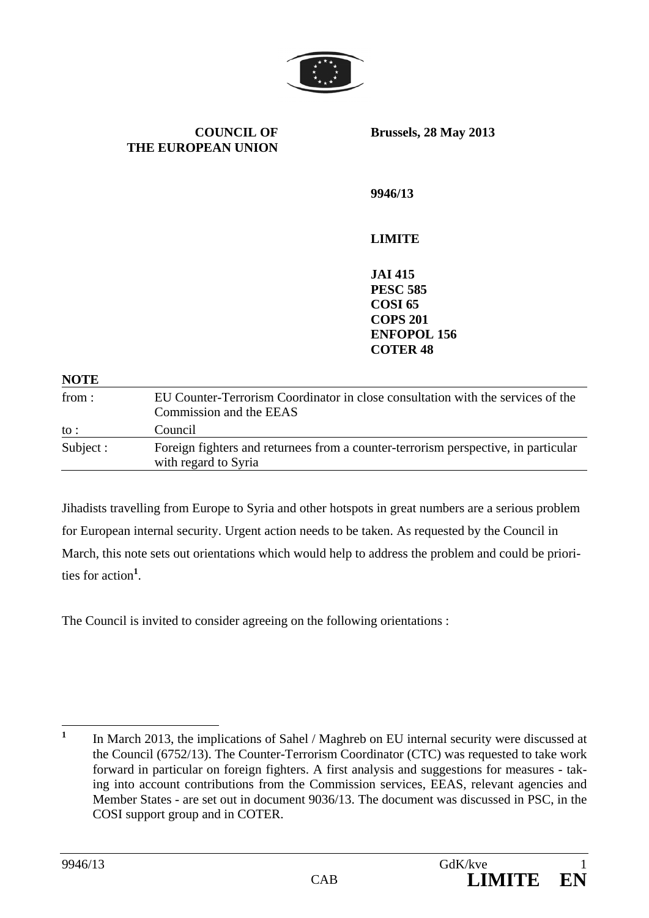**COUNCIL OF THE EUROPEAN UNION**

**Brussels, 28 May 2013**

**9946/13**

**LIMITE**

**JAI 415**
**PESC 585**
**COSI 65**
**COPS 201**
**ENFOPOL 156**
**COTER 48**

**NOTE**

| | |
|---|---|
| from : | EU Counter-Terrorism Coordinator in close consultation with the services of the Commission and the EEAS |
| to : | Council |
| Subject : | Foreign fighters and returnees from a counter-terrorism perspective, in particular with regard to Syria |

Jihadists travelling from Europe to Syria and other hotspots in great numbers are a serious problem for European internal security. Urgent action needs to be taken. As requested by the Council in March, this note sets out orientations which would help to address the problem and could be priorities for action[1].

The Council is invited to consider agreeing on the following orientations :

[1] In March 2013, the implications of Sahel / Maghreb on EU internal security were discussed at the Council (6752/13). The Counter-Terrorism Coordinator (CTC) was requested to take work forward in particular on foreign fighters. A first analysis and suggestions for measures - taking into account contributions from the Commission services, EEAS, relevant agencies and Member States - are set out in document 9036/13. The document was discussed in PSC, in the COSI support group and in COTER.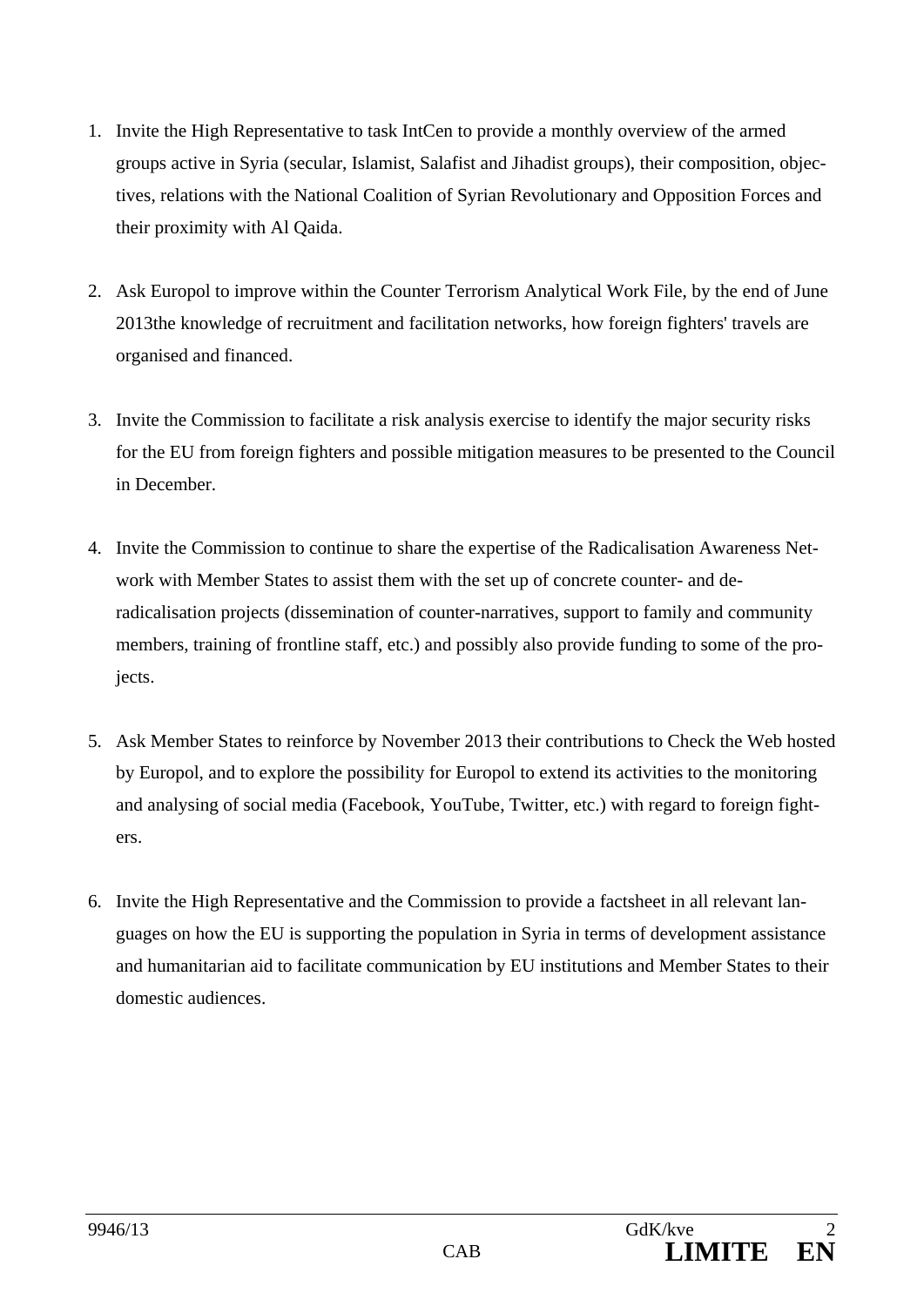1. Invite the High Representative to task IntCen to provide a monthly overview of the armed groups active in Syria (secular, Islamist, Salafist and Jihadist groups), their composition, objectives, relations with the National Coalition of Syrian Revolutionary and Opposition Forces and their proximity with Al Qaida.

2. Ask Europol to improve within the Counter Terrorism Analytical Work File, by the end of June 2013the knowledge of recruitment and facilitation networks, how foreign fighters' travels are organised and financed.

3. Invite the Commission to facilitate a risk analysis exercise to identify the major security risks for the EU from foreign fighters and possible mitigation measures to be presented to the Council in December.

4. Invite the Commission to continue to share the expertise of the Radicalisation Awareness Network with Member States to assist them with the set up of concrete counter- and de-radicalisation projects (dissemination of counter-narratives, support to family and community members, training of frontline staff, etc.) and possibly also provide funding to some of the projects.

5. Ask Member States to reinforce by November 2013 their contributions to Check the Web hosted by Europol, and to explore the possibility for Europol to extend its activities to the monitoring and analysing of social media (Facebook, YouTube, Twitter, etc.) with regard to foreign fighters.

6. Invite the High Representative and the Commission to provide a factsheet in all relevant languages on how the EU is supporting the population in Syria in terms of development assistance and humanitarian aid to facilitate communication by EU institutions and Member States to their domestic audiences.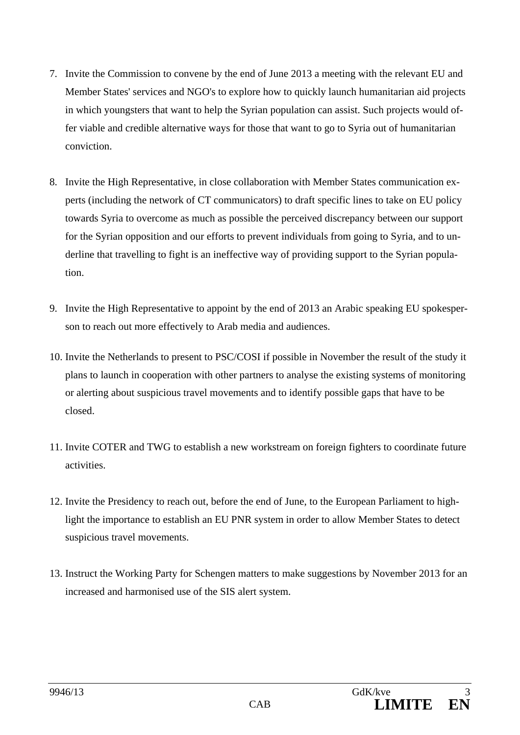7. Invite the Commission to convene by the end of June 2013 a meeting with the relevant EU and Member States' services and NGO's to explore how to quickly launch humanitarian aid projects in which youngsters that want to help the Syrian population can assist. Such projects would offer viable and credible alternative ways for those that want to go to Syria out of humanitarian conviction.

8. Invite the High Representative, in close collaboration with Member States communication experts (including the network of CT communicators) to draft specific lines to take on EU policy towards Syria to overcome as much as possible the perceived discrepancy between our support for the Syrian opposition and our efforts to prevent individuals from going to Syria, and to underline that travelling to fight is an ineffective way of providing support to the Syrian population.

9. Invite the High Representative to appoint by the end of 2013 an Arabic speaking EU spokesperson to reach out more effectively to Arab media and audiences.

10. Invite the Netherlands to present to PSC/COSI if possible in November the result of the study it plans to launch in cooperation with other partners to analyse the existing systems of monitoring or alerting about suspicious travel movements and to identify possible gaps that have to be closed.

11. Invite COTER and TWG to establish a new workstream on foreign fighters to coordinate future activities.

12. Invite the Presidency to reach out, before the end of June, to the European Parliament to highlight the importance to establish an EU PNR system in order to allow Member States to detect suspicious travel movements.

13. Instruct the Working Party for Schengen matters to make suggestions by November 2013 for an increased and harmonised use of the SIS alert system.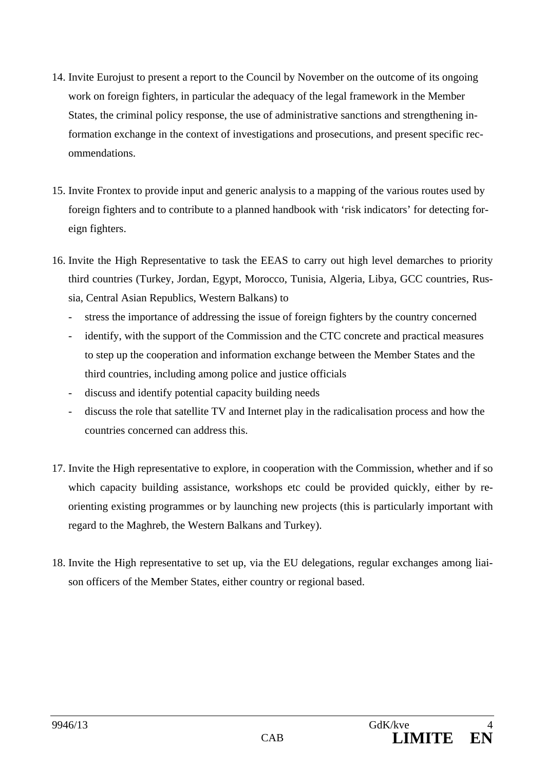14. Invite Eurojust to present a report to the Council by November on the outcome of its ongoing work on foreign fighters, in particular the adequacy of the legal framework in the Member States, the criminal policy response, the use of administrative sanctions and strengthening information exchange in the context of investigations and prosecutions, and present specific recommendations.

15. Invite Frontex to provide input and generic analysis to a mapping of the various routes used by foreign fighters and to contribute to a planned handbook with 'risk indicators' for detecting foreign fighters.

16. Invite the High Representative to task the EEAS to carry out high level demarches to priority third countries (Turkey, Jordan, Egypt, Morocco, Tunisia, Algeria, Libya, GCC countries, Russia, Central Asian Republics, Western Balkans) to
    - stress the importance of addressing the issue of foreign fighters by the country concerned
    - identify, with the support of the Commission and the CTC concrete and practical measures to step up the cooperation and information exchange between the Member States and the third countries, including among police and justice officials
    - discuss and identify potential capacity building needs
    - discuss the role that satellite TV and Internet play in the radicalisation process and how the countries concerned can address this.

17. Invite the High representative to explore, in cooperation with the Commission, whether and if so which capacity building assistance, workshops etc could be provided quickly, either by re-orienting existing programmes or by launching new projects (this is particularly important with regard to the Maghreb, the Western Balkans and Turkey).

18. Invite the High representative to set up, via the EU delegations, regular exchanges among liaison officers of the Member States, either country or regional based.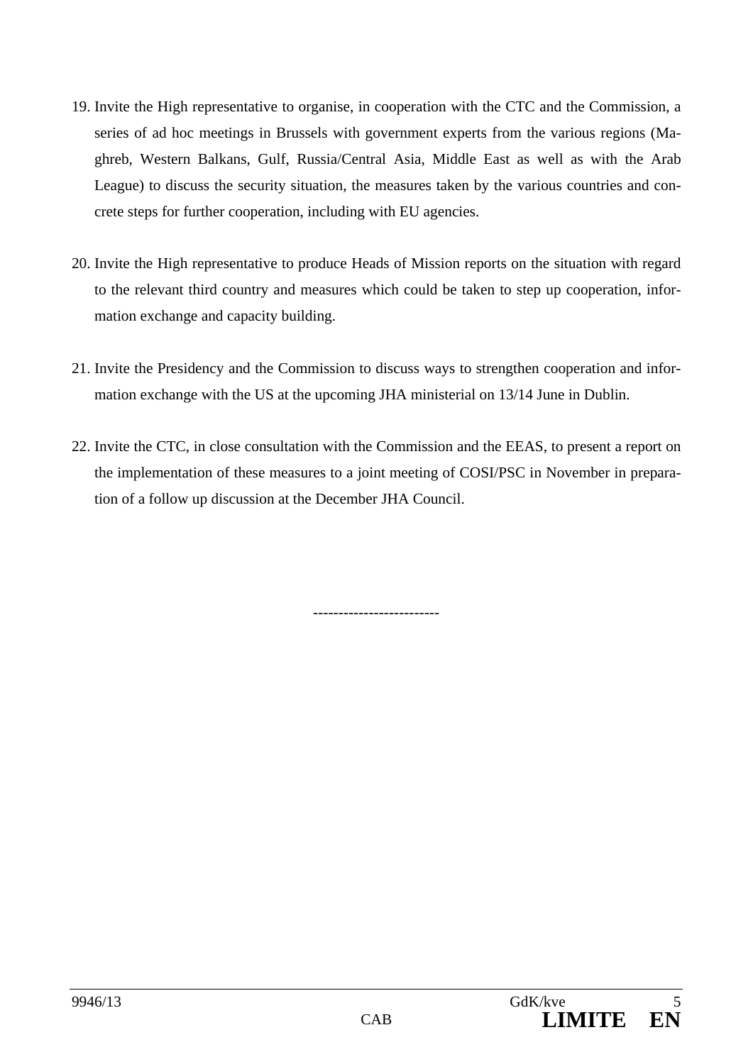19. Invite the High representative to organise, in cooperation with the CTC and the Commission, a series of ad hoc meetings in Brussels with government experts from the various regions (Maghreb, Western Balkans, Gulf, Russia/Central Asia, Middle East as well as with the Arab League) to discuss the security situation, the measures taken by the various countries and concrete steps for further cooperation, including with EU agencies.

20. Invite the High representative to produce Heads of Mission reports on the situation with regard to the relevant third country and measures which could be taken to step up cooperation, information exchange and capacity building.

21. Invite the Presidency and the Commission to discuss ways to strengthen cooperation and information exchange with the US at the upcoming JHA ministerial on 13/14 June in Dublin.

22. Invite the CTC, in close consultation with the Commission and the EEAS, to present a report on the implementation of these measures to a joint meeting of COSI/PSC in November in preparation of a follow up discussion at the December JHA Council.

------------------------